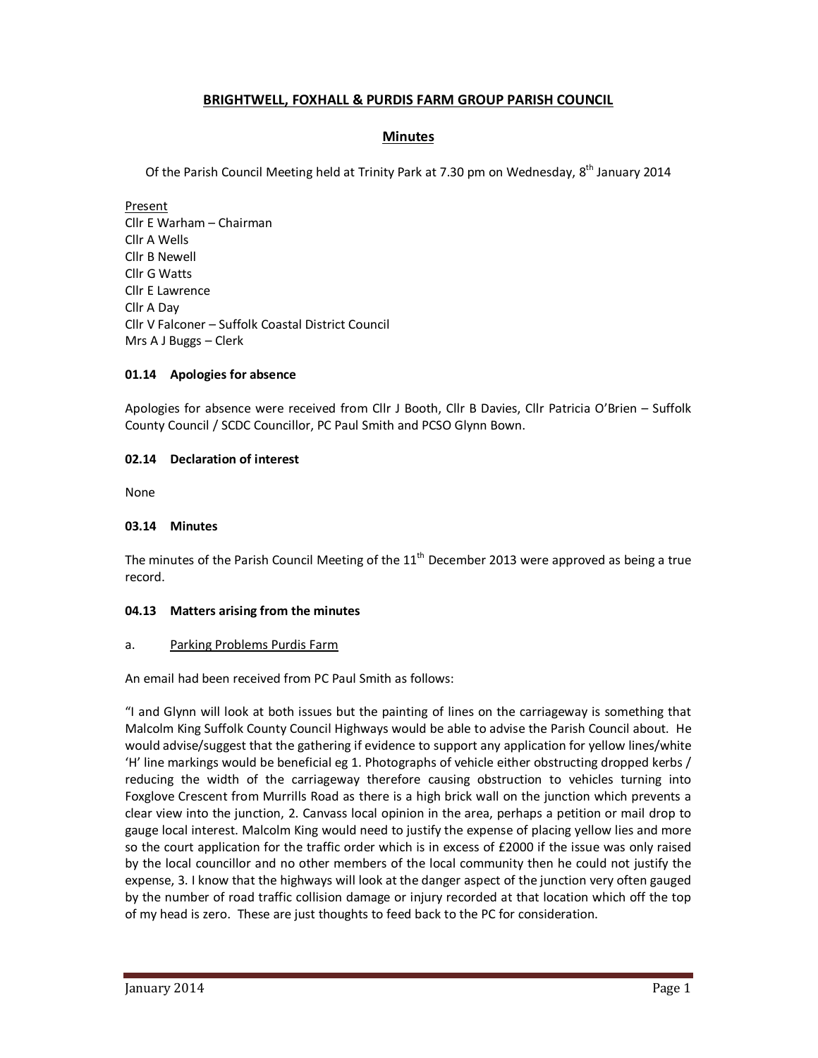# BRIGHTWELL, FOXHALL & PURDIS FARM GROUP PARISH COUNCIL

## Minutes

Of the Parish Council Meeting held at Trinity Park at 7.30 pm on Wednesday, 8th January 2014

Present
Cllr E Warham – Chairman
Cllr A Wells
Cllr B Newell
Cllr G Watts
Cllr E Lawrence
Cllr A Day
Cllr V Falconer – Suffolk Coastal District Council
Mrs A J Buggs – Clerk

### 01.14 Apologies for absence

Apologies for absence were received from Cllr J Booth, Cllr B Davies, Cllr Patricia O'Brien – Suffolk County Council / SCDC Councillor, PC Paul Smith and PCSO Glynn Bown.

### 02.14 Declaration of interest

None

### 03.14 Minutes

The minutes of the Parish Council Meeting of the 11th December 2013 were approved as being a true record.

### 04.13 Matters arising from the minutes

a. Parking Problems Purdis Farm

An email had been received from PC Paul Smith as follows:

"I and Glynn will look at both issues but the painting of lines on the carriageway is something that Malcolm King Suffolk County Council Highways would be able to advise the Parish Council about. He would advise/suggest that the gathering if evidence to support any application for yellow lines/white 'H' line markings would be beneficial eg 1. Photographs of vehicle either obstructing dropped kerbs / reducing the width of the carriageway therefore causing obstruction to vehicles turning into Foxglove Crescent from Murrills Road as there is a high brick wall on the junction which prevents a clear view into the junction, 2. Canvass local opinion in the area, perhaps a petition or mail drop to gauge local interest. Malcolm King would need to justify the expense of placing yellow lies and more so the court application for the traffic order which is in excess of £2000 if the issue was only raised by the local councillor and no other members of the local community then he could not justify the expense, 3. I know that the highways will look at the danger aspect of the junction very often gauged by the number of road traffic collision damage or injury recorded at that location which off the top of my head is zero. These are just thoughts to feed back to the PC for consideration.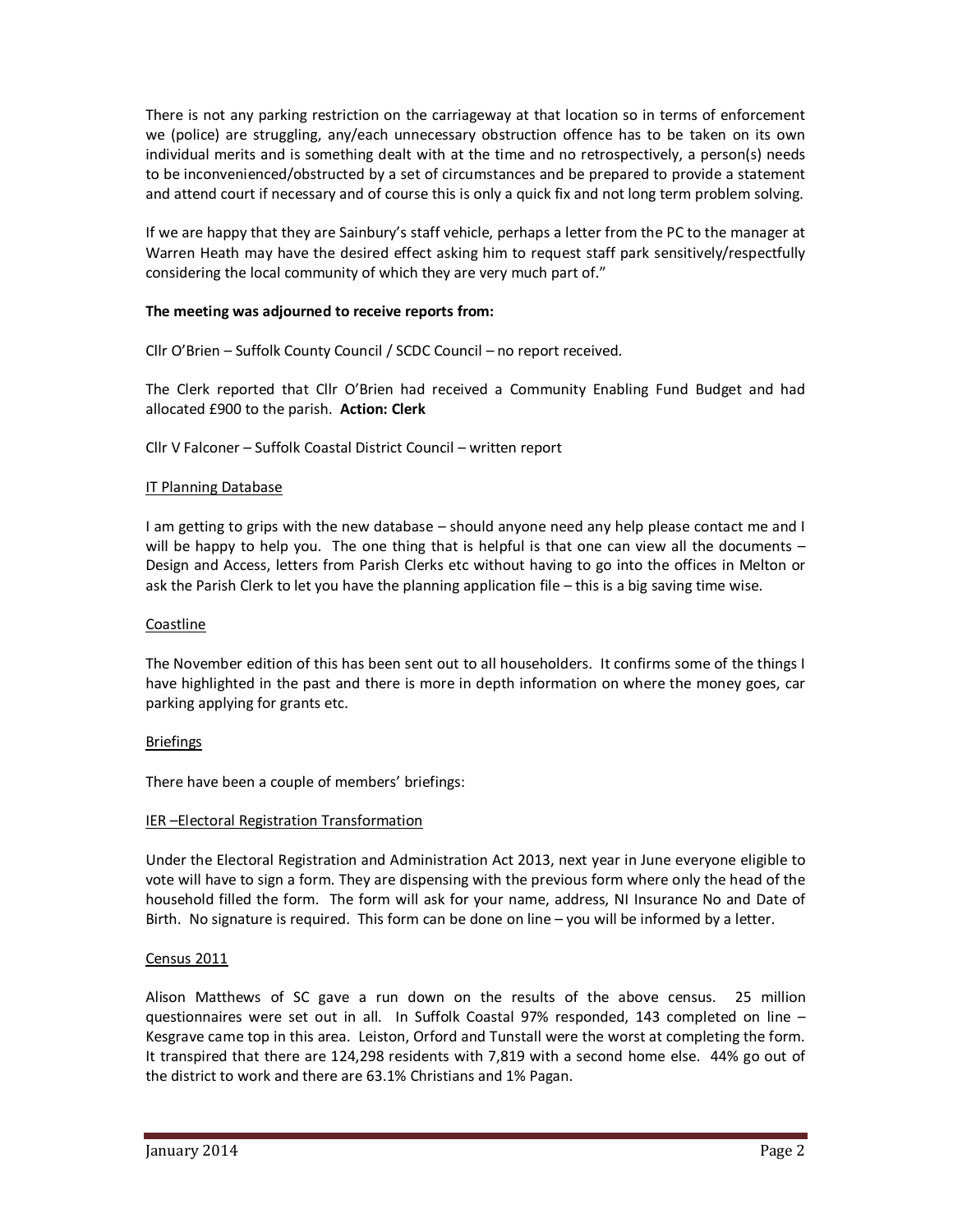There is not any parking restriction on the carriageway at that location so in terms of enforcement we (police) are struggling, any/each unnecessary obstruction offence has to be taken on its own individual merits and is something dealt with at the time and no retrospectively, a person(s) needs to be inconvenienced/obstructed by a set of circumstances and be prepared to provide a statement and attend court if necessary and of course this is only a quick fix and not long term problem solving.

If we are happy that they are Sainbury's staff vehicle, perhaps a letter from the PC to the manager at Warren Heath may have the desired effect asking him to request staff park sensitively/respectfully considering the local community of which they are very much part of."

**The meeting was adjourned to receive reports from:**

Cllr O'Brien – Suffolk County Council / SCDC Council – no report received.

The Clerk reported that Cllr O'Brien had received a Community Enabling Fund Budget and had allocated £900 to the parish. **Action: Clerk**

Cllr V Falconer – Suffolk Coastal District Council – written report

<u>IT Planning Database</u>

I am getting to grips with the new database – should anyone need any help please contact me and I will be happy to help you. The one thing that is helpful is that one can view all the documents – Design and Access, letters from Parish Clerks etc without having to go into the offices in Melton or ask the Parish Clerk to let you have the planning application file – this is a big saving time wise.

<u>Coastline</u>

The November edition of this has been sent out to all householders. It confirms some of the things I have highlighted in the past and there is more in depth information on where the money goes, car parking applying for grants etc.

<u>Briefings</u>

There have been a couple of members' briefings:

<u>IER –Electoral Registration Transformation</u>

Under the Electoral Registration and Administration Act 2013, next year in June everyone eligible to vote will have to sign a form. They are dispensing with the previous form where only the head of the household filled the form. The form will ask for your name, address, NI Insurance No and Date of Birth. No signature is required. This form can be done on line – you will be informed by a letter.

<u>Census 2011</u>

Alison Matthews of SC gave a run down on the results of the above census. 25 million questionnaires were set out in all. In Suffolk Coastal 97% responded, 143 completed on line – Kesgrave came top in this area. Leiston, Orford and Tunstall were the worst at completing the form. It transpired that there are 124,298 residents with 7,819 with a second home else. 44% go out of the district to work and there are 63.1% Christians and 1% Pagan.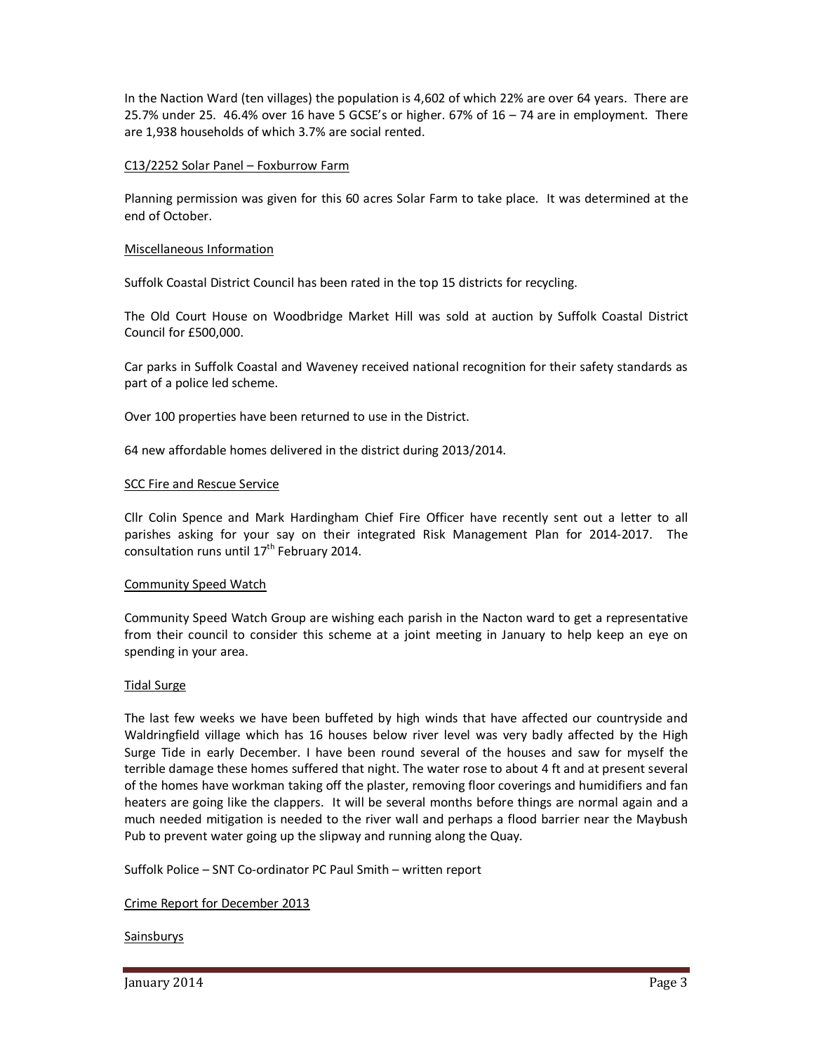In the Naction Ward (ten villages) the population is 4,602 of which 22% are over 64 years. There are 25.7% under 25. 46.4% over 16 have 5 GCSE's or higher. 67% of 16 – 74 are in employment. There are 1,938 households of which 3.7% are social rented.

C13/2252 Solar Panel – Foxburrow Farm

Planning permission was given for this 60 acres Solar Farm to take place. It was determined at the end of October.

Miscellaneous Information

Suffolk Coastal District Council has been rated in the top 15 districts for recycling.

The Old Court House on Woodbridge Market Hill was sold at auction by Suffolk Coastal District Council for £500,000.

Car parks in Suffolk Coastal and Waveney received national recognition for their safety standards as part of a police led scheme.

Over 100 properties have been returned to use in the District.

64 new affordable homes delivered in the district during 2013/2014.

SCC Fire and Rescue Service

Cllr Colin Spence and Mark Hardingham Chief Fire Officer have recently sent out a letter to all parishes asking for your say on their integrated Risk Management Plan for 2014-2017. The consultation runs until 17th February 2014.

Community Speed Watch

Community Speed Watch Group are wishing each parish in the Nacton ward to get a representative from their council to consider this scheme at a joint meeting in January to help keep an eye on spending in your area.

Tidal Surge

The last few weeks we have been buffeted by high winds that have affected our countryside and Waldringfield village which has 16 houses below river level was very badly affected by the High Surge Tide in early December. I have been round several of the houses and saw for myself the terrible damage these homes suffered that night. The water rose to about 4 ft and at present several of the homes have workman taking off the plaster, removing floor coverings and humidifiers and fan heaters are going like the clappers. It will be several months before things are normal again and a much needed mitigation is needed to the river wall and perhaps a flood barrier near the Maybush Pub to prevent water going up the slipway and running along the Quay.

Suffolk Police – SNT Co-ordinator PC Paul Smith – written report

Crime Report for December 2013

Sainsburys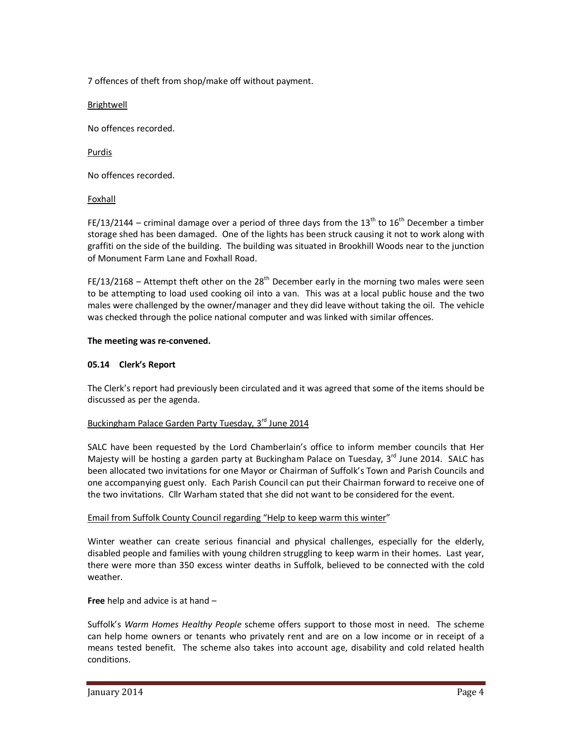7 offences of theft from shop/make off without payment.

Brightwell

No offences recorded.

Purdis

No offences recorded.

Foxhall

FE/13/2144 – criminal damage over a period of three days from the 13th to 16th December a timber storage shed has been damaged. One of the lights has been struck causing it not to work along with graffiti on the side of the building. The building was situated in Brookhill Woods near to the junction of Monument Farm Lane and Foxhall Road.

FE/13/2168 – Attempt theft other on the 28th December early in the morning two males were seen to be attempting to load used cooking oil into a van. This was at a local public house and the two males were challenged by the owner/manager and they did leave without taking the oil. The vehicle was checked through the police national computer and was linked with similar offences.

**The meeting was re-convened.**

**05.14 Clerk's Report**

The Clerk's report had previously been circulated and it was agreed that some of the items should be discussed as per the agenda.

Buckingham Palace Garden Party Tuesday, 3rd June 2014

SALC have been requested by the Lord Chamberlain's office to inform member councils that Her Majesty will be hosting a garden party at Buckingham Palace on Tuesday, 3rd June 2014. SALC has been allocated two invitations for one Mayor or Chairman of Suffolk's Town and Parish Councils and one accompanying guest only. Each Parish Council can put their Chairman forward to receive one of the two invitations. Cllr Warham stated that she did not want to be considered for the event.

Email from Suffolk County Council regarding "Help to keep warm this winter"

Winter weather can create serious financial and physical challenges, especially for the elderly, disabled people and families with young children struggling to keep warm in their homes. Last year, there were more than 350 excess winter deaths in Suffolk, believed to be connected with the cold weather.

**Free** help and advice is at hand –

Suffolk's *Warm Homes Healthy People* scheme offers support to those most in need. The scheme can help home owners or tenants who privately rent and are on a low income or in receipt of a means tested benefit. The scheme also takes into account age, disability and cold related health conditions.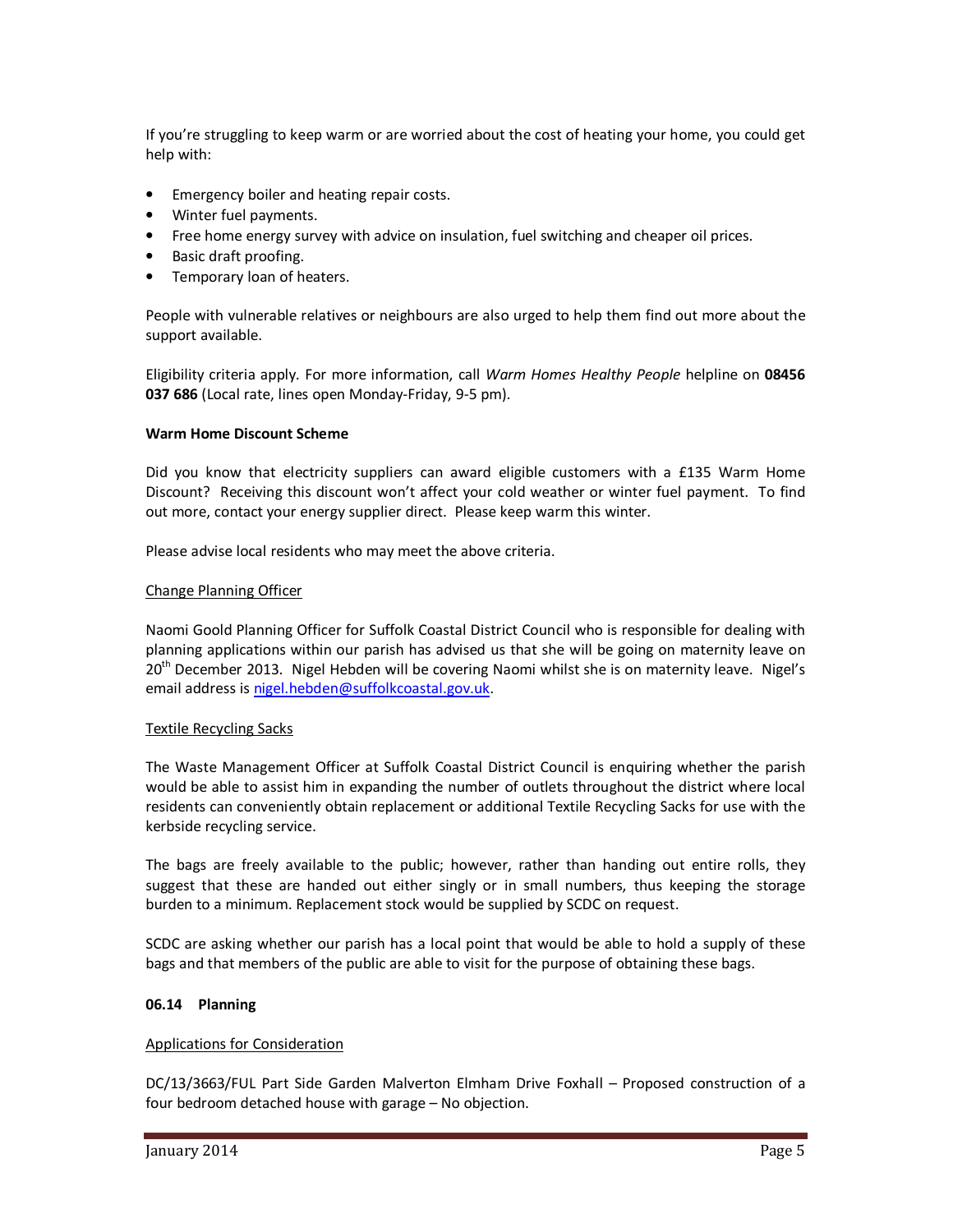If you're struggling to keep warm or are worried about the cost of heating your home, you could get help with:

- Emergency boiler and heating repair costs.
- Winter fuel payments.
- Free home energy survey with advice on insulation, fuel switching and cheaper oil prices.
- Basic draft proofing.
- Temporary loan of heaters.

People with vulnerable relatives or neighbours are also urged to help them find out more about the support available.

Eligibility criteria apply. For more information, call *Warm Homes Healthy People* helpline on **08456 037 686** (Local rate, lines open Monday-Friday, 9-5 pm).

**Warm Home Discount Scheme**

Did you know that electricity suppliers can award eligible customers with a £135 Warm Home Discount? Receiving this discount won't affect your cold weather or winter fuel payment. To find out more, contact your energy supplier direct. Please keep warm this winter.

Please advise local residents who may meet the above criteria.

<u>Change Planning Officer</u>

Naomi Goold Planning Officer for Suffolk Coastal District Council who is responsible for dealing with planning applications within our parish has advised us that she will be going on maternity leave on 20th December 2013. Nigel Hebden will be covering Naomi whilst she is on maternity leave. Nigel's email address is nigel.hebden@suffolkcoastal.gov.uk.

<u>Textile Recycling Sacks</u>

The Waste Management Officer at Suffolk Coastal District Council is enquiring whether the parish would be able to assist him in expanding the number of outlets throughout the district where local residents can conveniently obtain replacement or additional Textile Recycling Sacks for use with the kerbside recycling service.

The bags are freely available to the public; however, rather than handing out entire rolls, they suggest that these are handed out either singly or in small numbers, thus keeping the storage burden to a minimum. Replacement stock would be supplied by SCDC on request.

SCDC are asking whether our parish has a local point that would be able to hold a supply of these bags and that members of the public are able to visit for the purpose of obtaining these bags.

**06.14 Planning**

<u>Applications for Consideration</u>

DC/13/3663/FUL Part Side Garden Malverton Elmham Drive Foxhall – Proposed construction of a four bedroom detached house with garage – No objection.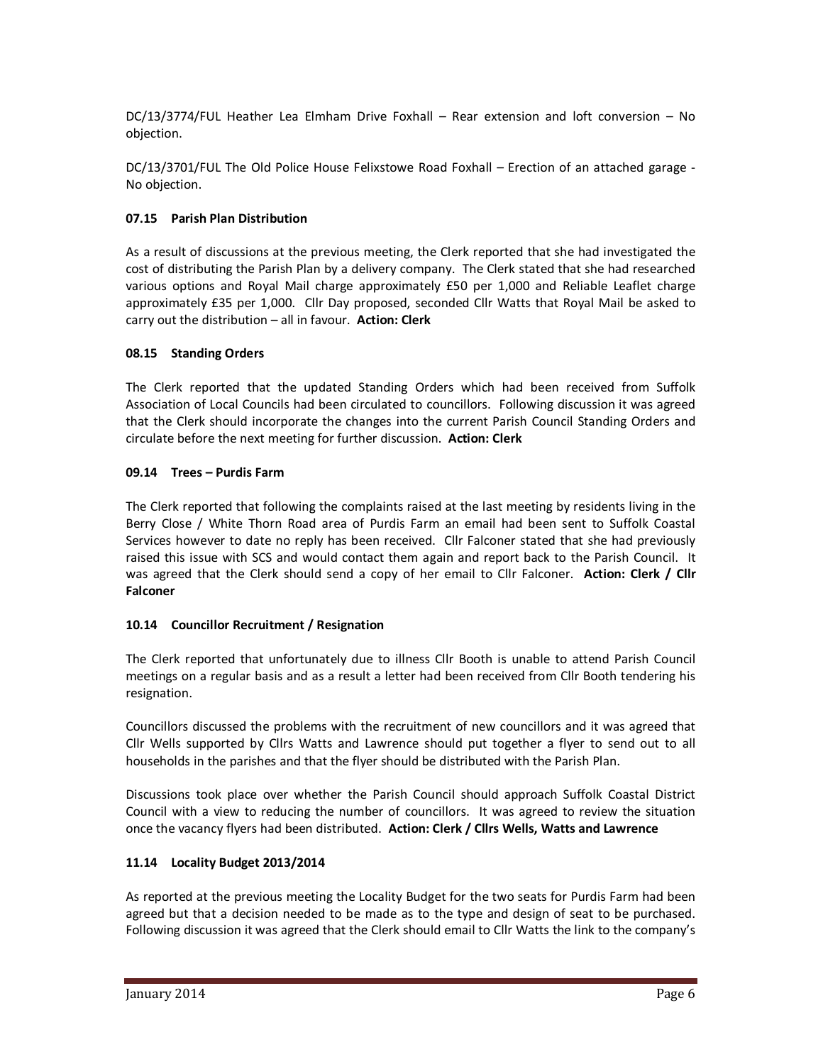DC/13/3774/FUL Heather Lea Elmham Drive Foxhall – Rear extension and loft conversion – No objection.

DC/13/3701/FUL The Old Police House Felixstowe Road Foxhall – Erection of an attached garage - No objection.

### 07.15 Parish Plan Distribution

As a result of discussions at the previous meeting, the Clerk reported that she had investigated the cost of distributing the Parish Plan by a delivery company. The Clerk stated that she had researched various options and Royal Mail charge approximately £50 per 1,000 and Reliable Leaflet charge approximately £35 per 1,000. Cllr Day proposed, seconded Cllr Watts that Royal Mail be asked to carry out the distribution – all in favour. **Action: Clerk**

### 08.15 Standing Orders

The Clerk reported that the updated Standing Orders which had been received from Suffolk Association of Local Councils had been circulated to councillors. Following discussion it was agreed that the Clerk should incorporate the changes into the current Parish Council Standing Orders and circulate before the next meeting for further discussion. **Action: Clerk**

### 09.14 Trees – Purdis Farm

The Clerk reported that following the complaints raised at the last meeting by residents living in the Berry Close / White Thorn Road area of Purdis Farm an email had been sent to Suffolk Coastal Services however to date no reply has been received. Cllr Falconer stated that she had previously raised this issue with SCS and would contact them again and report back to the Parish Council. It was agreed that the Clerk should send a copy of her email to Cllr Falconer. **Action: Clerk / Cllr Falconer**

### 10.14 Councillor Recruitment / Resignation

The Clerk reported that unfortunately due to illness Cllr Booth is unable to attend Parish Council meetings on a regular basis and as a result a letter had been received from Cllr Booth tendering his resignation.

Councillors discussed the problems with the recruitment of new councillors and it was agreed that Cllr Wells supported by Cllrs Watts and Lawrence should put together a flyer to send out to all households in the parishes and that the flyer should be distributed with the Parish Plan.

Discussions took place over whether the Parish Council should approach Suffolk Coastal District Council with a view to reducing the number of councillors. It was agreed to review the situation once the vacancy flyers had been distributed. **Action: Clerk / Cllrs Wells, Watts and Lawrence**

### 11.14 Locality Budget 2013/2014

As reported at the previous meeting the Locality Budget for the two seats for Purdis Farm had been agreed but that a decision needed to be made as to the type and design of seat to be purchased. Following discussion it was agreed that the Clerk should email to Cllr Watts the link to the company's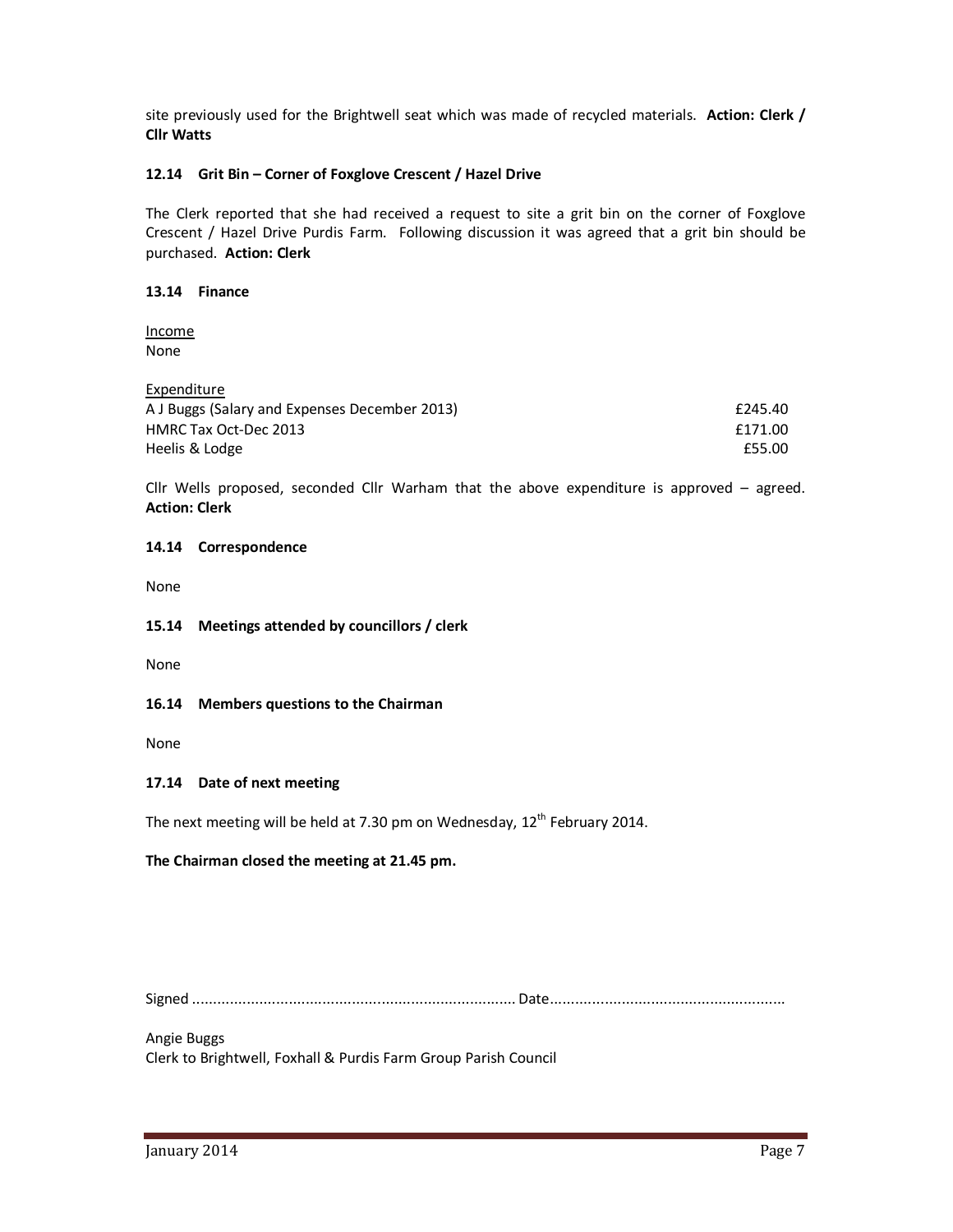site previously used for the Brightwell seat which was made of recycled materials. **Action: Clerk / Cllr Watts**

### 12.14 Grit Bin – Corner of Foxglove Crescent / Hazel Drive

The Clerk reported that she had received a request to site a grit bin on the corner of Foxglove Crescent / Hazel Drive Purdis Farm. Following discussion it was agreed that a grit bin should be purchased. **Action: Clerk**

### 13.14 Finance

<u>Income</u>
None

<u>Expenditure</u>

| | |
|---|---|
| A J Buggs (Salary and Expenses December 2013) | £245.40 |
| HMRC Tax Oct-Dec 2013 | £171.00 |
| Heelis & Lodge | £55.00 |

Cllr Wells proposed, seconded Cllr Warham that the above expenditure is approved – agreed. **Action: Clerk**

### 14.14 Correspondence

None

### 15.14 Meetings attended by councillors / clerk

None

### 16.14 Members questions to the Chairman

None

### 17.14 Date of next meeting

The next meeting will be held at 7.30 pm on Wednesday, 12th February 2014.

**The Chairman closed the meeting at 21.45 pm.**

Signed ............................................................................ Date........................................................

Angie Buggs
Clerk to Brightwell, Foxhall & Purdis Farm Group Parish Council